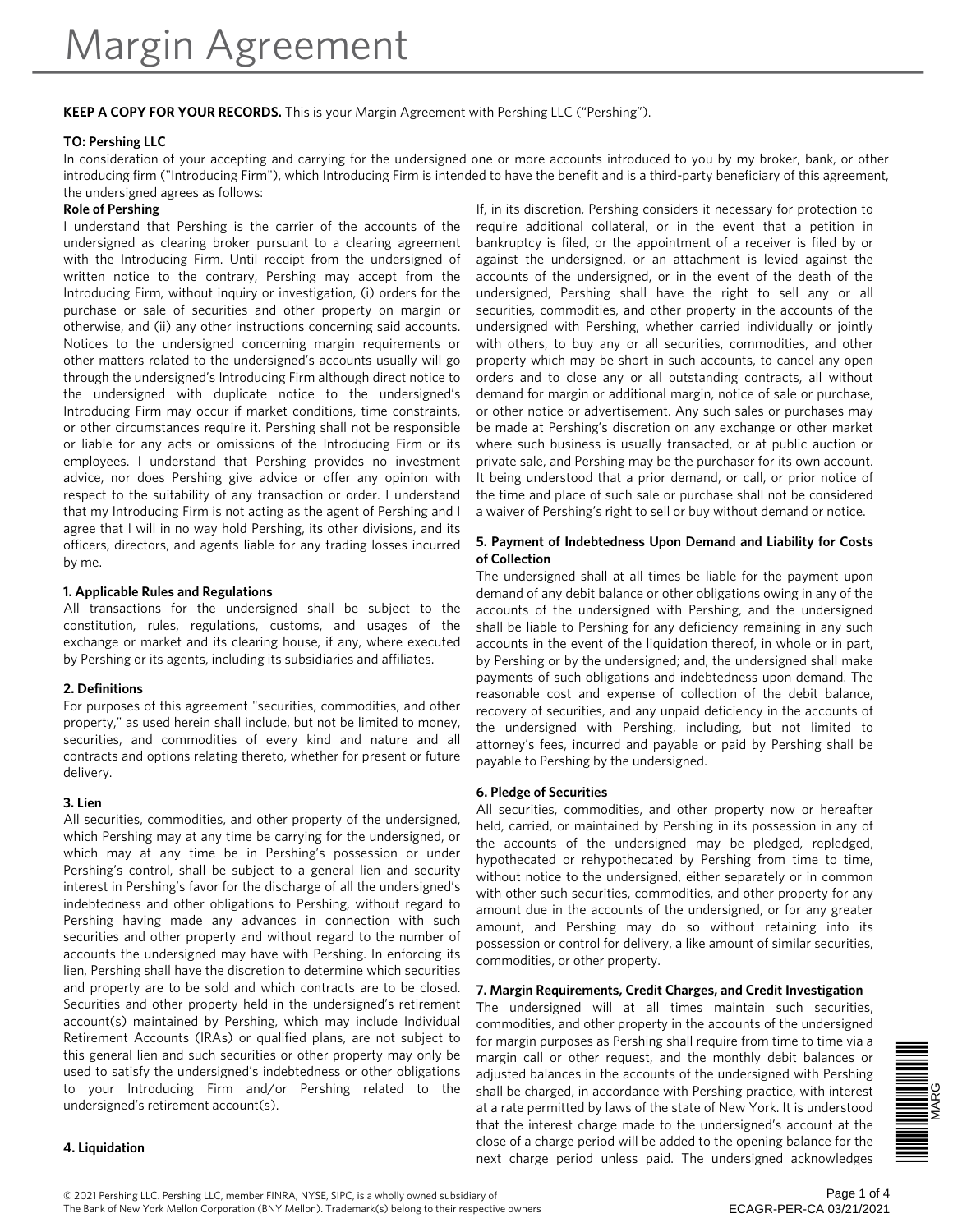# Margin Agreement

**KEEP A COPY FOR YOUR RECORDS.** This is your Margin Agreement with Pershing LLC ("Pershing").

**TO: Pershing LLC**

In consideration of your accepting and carrying for the undersigned one or more accounts introduced to you by my broker, bank, or other introducing firm ("Introducing Firm"), which Introducing Firm is intended to have the benefit and is a third-party beneficiary of this agreement, the undersigned agrees as follows:

**Role of Pershing**

I understand that Pershing is the carrier of the accounts of the undersigned as clearing broker pursuant to a clearing agreement with the Introducing Firm. Until receipt from the undersigned of written notice to the contrary, Pershing may accept from the Introducing Firm, without inquiry or investigation, (i) orders for the purchase or sale of securities and other property on margin or otherwise, and (ii) any other instructions concerning said accounts. Notices to the undersigned concerning margin requirements or other matters related to the undersigned's accounts usually will go through the undersigned's Introducing Firm although direct notice to the undersigned with duplicate notice to the undersigned's Introducing Firm may occur if market conditions, time constraints, or other circumstances require it. Pershing shall not be responsible or liable for any acts or omissions of the Introducing Firm or its employees. I understand that Pershing provides no investment advice, nor does Pershing give advice or offer any opinion with respect to the suitability of any transaction or order. I understand that my Introducing Firm is not acting as the agent of Pershing and I agree that I will in no way hold Pershing, its other divisions, and its officers, directors, and agents liable for any trading losses incurred by me.

**1. Applicable Rules and Regulations**

All transactions for the undersigned shall be subject to the constitution, rules, regulations, customs, and usages of the exchange or market and its clearing house, if any, where executed by Pershing or its agents, including its subsidiaries and affiliates.

**2. Definitions**

For purposes of this agreement "securities, commodities, and other property," as used herein shall include, but not be limited to money, securities, and commodities of every kind and nature and all contracts and options relating thereto, whether for present or future delivery.

**3. Lien**

All securities, commodities, and other property of the undersigned, which Pershing may at any time be carrying for the undersigned, or which may at any time be in Pershing's possession or under Pershing's control, shall be subject to a general lien and security interest in Pershing's favor for the discharge of all the undersigned's indebtedness and other obligations to Pershing, without regard to Pershing having made any advances in connection with such securities and other property and without regard to the number of accounts the undersigned may have with Pershing. In enforcing its lien, Pershing shall have the discretion to determine which securities and property are to be sold and which contracts are to be closed. Securities and other property held in the undersigned's retirement account(s) maintained by Pershing, which may include Individual Retirement Accounts (IRAs) or qualified plans, are not subject to this general lien and such securities or other property may only be used to satisfy the undersigned's indebtedness or other obligations to your Introducing Firm and/or Pershing related to the undersigned's retirement account(s).

**4. Liquidation**

If, in its discretion, Pershing considers it necessary for protection to require additional collateral, or in the event that a petition in bankruptcy is filed, or the appointment of a receiver is filed by or against the undersigned, or an attachment is levied against the accounts of the undersigned, or in the event of the death of the undersigned, Pershing shall have the right to sell any or all securities, commodities, and other property in the accounts of the undersigned with Pershing, whether carried individually or jointly with others, to buy any or all securities, commodities, and other property which may be short in such accounts, to cancel any open orders and to close any or all outstanding contracts, all without demand for margin or additional margin, notice of sale or purchase, or other notice or advertisement. Any such sales or purchases may be made at Pershing's discretion on any exchange or other market where such business is usually transacted, or at public auction or private sale, and Pershing may be the purchaser for its own account. It being understood that a prior demand, or call, or prior notice of the time and place of such sale or purchase shall not be considered a waiver of Pershing's right to sell or buy without demand or notice.

**5. Payment of Indebtedness Upon Demand and Liability for Costs of Collection**

The undersigned shall at all times be liable for the payment upon demand of any debit balance or other obligations owing in any of the accounts of the undersigned with Pershing, and the undersigned shall be liable to Pershing for any deficiency remaining in any such accounts in the event of the liquidation thereof, in whole or in part, by Pershing or by the undersigned; and, the undersigned shall make payments of such obligations and indebtedness upon demand. The reasonable cost and expense of collection of the debit balance, recovery of securities, and any unpaid deficiency in the accounts of the undersigned with Pershing, including, but not limited to attorney's fees, incurred and payable or paid by Pershing shall be payable to Pershing by the undersigned.

**6. Pledge of Securities**

All securities, commodities, and other property now or hereafter held, carried, or maintained by Pershing in its possession in any of the accounts of the undersigned may be pledged, repledged, hypothecated or rehypothecated by Pershing from time to time, without notice to the undersigned, either separately or in common with other such securities, commodities, and other property for any amount due in the accounts of the undersigned, or for any greater amount, and Pershing may do so without retaining into its possession or control for delivery, a like amount of similar securities, commodities, or other property.

**7. Margin Requirements, Credit Charges, and Credit Investigation**

The undersigned will at all times maintain such securities, commodities, and other property in the accounts of the undersigned for margin purposes as Pershing shall require from time to time via a margin call or other request, and the monthly debit balances or adjusted balances in the accounts of the undersigned with Pershing shall be charged, in accordance with Pershing practice, with interest at a rate permitted by laws of the state of New York. It is understood that the interest charge made to the undersigned's account at the close of a charge period will be added to the opening balance for the next charge period unless paid. The undersigned acknowledges

© 2021 Pershing LLC. Pershing LLC, member FINRA, NYSE, SIPC, is a wholly owned subsidiary of The Bank of New York Mellon Corporation (BNY Mellon). Trademark(s) belong to their respective owners

ECAGR-PER-CA 03/21/2021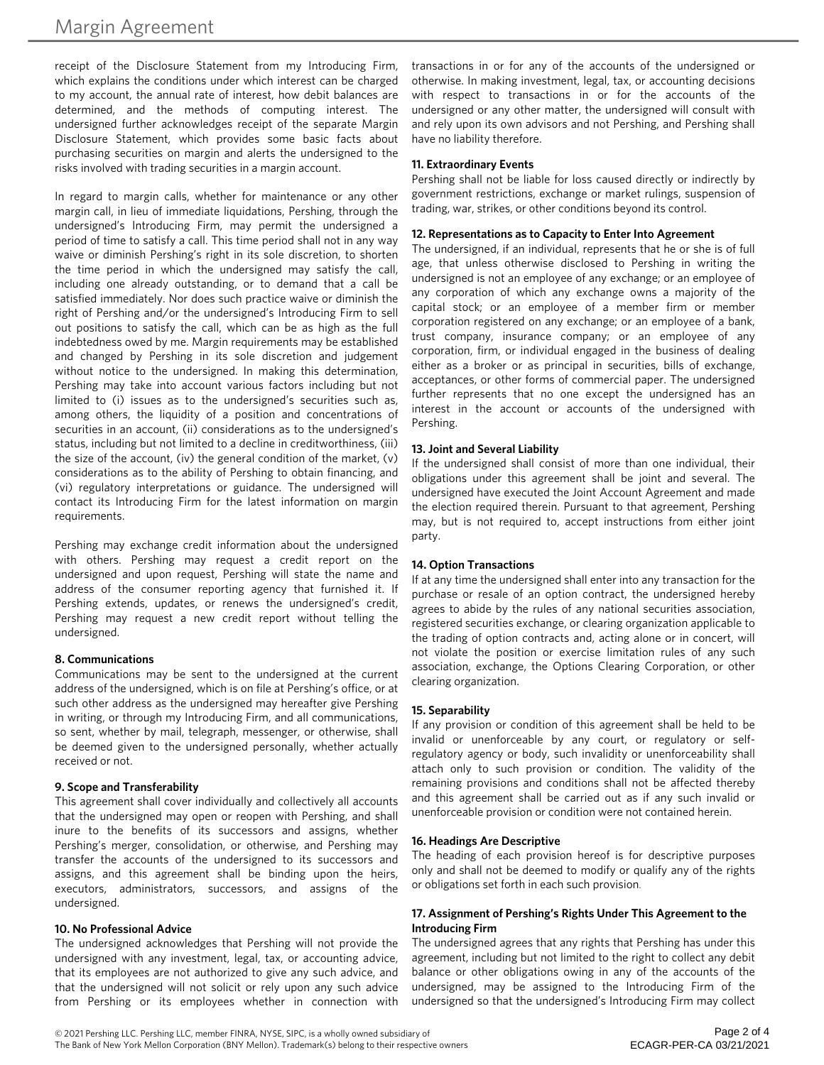receipt of the Disclosure Statement from my Introducing Firm, which explains the conditions under which interest can be charged to my account, the annual rate of interest, how debit balances are determined, and the methods of computing interest. The undersigned further acknowledges receipt of the separate Margin Disclosure Statement, which provides some basic facts about purchasing securities on margin and alerts the undersigned to the risks involved with trading securities in a margin account.

In regard to margin calls, whether for maintenance or any other margin call, in lieu of immediate liquidations, Pershing, through the undersigned's Introducing Firm, may permit the undersigned a period of time to satisfy a call. This time period shall not in any way waive or diminish Pershing's right in its sole discretion, to shorten the time period in which the undersigned may satisfy the call, including one already outstanding, or to demand that a call be satisfied immediately. Nor does such practice waive or diminish the right of Pershing and/or the undersigned's Introducing Firm to sell out positions to satisfy the call, which can be as high as the full indebtedness owed by me. Margin requirements may be established and changed by Pershing in its sole discretion and judgement without notice to the undersigned. In making this determination, Pershing may take into account various factors including but not limited to (i) issues as to the undersigned's securities such as, among others, the liquidity of a position and concentrations of securities in an account, (ii) considerations as to the undersigned's status, including but not limited to a decline in creditworthiness, (iii) the size of the account, (iv) the general condition of the market, (v) considerations as to the ability of Pershing to obtain financing, and (vi) regulatory interpretations or guidance. The undersigned will contact its Introducing Firm for the latest information on margin requirements.

Pershing may exchange credit information about the undersigned with others. Pershing may request a credit report on the undersigned and upon request, Pershing will state the name and address of the consumer reporting agency that furnished it. If Pershing extends, updates, or renews the undersigned's credit, Pershing may request a new credit report without telling the undersigned.

**8. Communications**

Communications may be sent to the undersigned at the current address of the undersigned, which is on file at Pershing's office, or at such other address as the undersigned may hereafter give Pershing in writing, or through my Introducing Firm, and all communications, so sent, whether by mail, telegraph, messenger, or otherwise, shall be deemed given to the undersigned personally, whether actually received or not.

**9. Scope and Transferability**

This agreement shall cover individually and collectively all accounts that the undersigned may open or reopen with Pershing, and shall inure to the benefits of its successors and assigns, whether Pershing's merger, consolidation, or otherwise, and Pershing may transfer the accounts of the undersigned to its successors and assigns, and this agreement shall be binding upon the heirs, executors, administrators, successors, and assigns of the undersigned.

**10. No Professional Advice**

The undersigned acknowledges that Pershing will not provide the undersigned with any investment, legal, tax, or accounting advice, that its employees are not authorized to give any such advice, and that the undersigned will not solicit or rely upon any such advice from Pershing or its employees whether in connection with transactions in or for any of the accounts of the undersigned or otherwise. In making investment, legal, tax, or accounting decisions with respect to transactions in or for the accounts of the undersigned or any other matter, the undersigned will consult with and rely upon its own advisors and not Pershing, and Pershing shall have no liability therefore.

**11. Extraordinary Events**

Pershing shall not be liable for loss caused directly or indirectly by government restrictions, exchange or market rulings, suspension of trading, war, strikes, or other conditions beyond its control.

**12. Representations as to Capacity to Enter Into Agreement**

The undersigned, if an individual, represents that he or she is of full age, that unless otherwise disclosed to Pershing in writing the undersigned is not an employee of any exchange; or an employee of any corporation of which any exchange owns a majority of the capital stock; or an employee of a member firm or member corporation registered on any exchange; or an employee of a bank, trust company, insurance company; or an employee of any corporation, firm, or individual engaged in the business of dealing either as a broker or as principal in securities, bills of exchange, acceptances, or other forms of commercial paper. The undersigned further represents that no one except the undersigned has an interest in the account or accounts of the undersigned with Pershing.

**13. Joint and Several Liability**

If the undersigned shall consist of more than one individual, their obligations under this agreement shall be joint and several. The undersigned have executed the Joint Account Agreement and made the election required therein. Pursuant to that agreement, Pershing may, but is not required to, accept instructions from either joint party.

**14. Option Transactions**

If at any time the undersigned shall enter into any transaction for the purchase or resale of an option contract, the undersigned hereby agrees to abide by the rules of any national securities association, registered securities exchange, or clearing organization applicable to the trading of option contracts and, acting alone or in concert, will not violate the position or exercise limitation rules of any such association, exchange, the Options Clearing Corporation, or other clearing organization.

**15. Separability**

If any provision or condition of this agreement shall be held to be invalid or unenforceable by any court, or regulatory or self-regulatory agency or body, such invalidity or unenforceability shall attach only to such provision or condition. The validity of the remaining provisions and conditions shall not be affected thereby and this agreement shall be carried out as if any such invalid or unenforceable provision or condition were not contained herein.

**16. Headings Are Descriptive**

The heading of each provision hereof is for descriptive purposes only and shall not be deemed to modify or qualify any of the rights or obligations set forth in each such provision.

**17. Assignment of Pershing's Rights Under This Agreement to the Introducing Firm**

The undersigned agrees that any rights that Pershing has under this agreement, including but not limited to the right to collect any debit balance or other obligations owing in any of the accounts of the undersigned, may be assigned to the Introducing Firm of the undersigned so that the undersigned's Introducing Firm may collect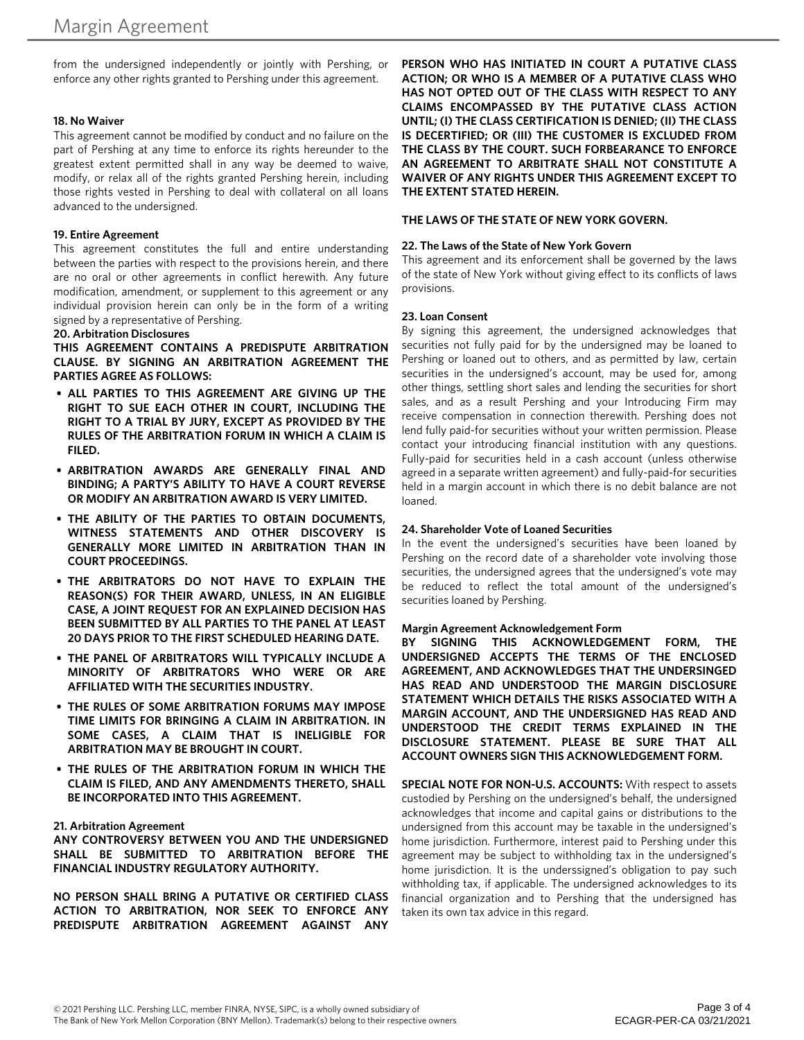from the undersigned independently or jointly with Pershing, or enforce any other rights granted to Pershing under this agreement.

**18. No Waiver**

This agreement cannot be modified by conduct and no failure on the part of Pershing at any time to enforce its rights hereunder to the greatest extent permitted shall in any way be deemed to waive, modify, or relax all of the rights granted Pershing herein, including those rights vested in Pershing to deal with collateral on all loans advanced to the undersigned.

**19. Entire Agreement**

This agreement constitutes the full and entire understanding between the parties with respect to the provisions herein, and there are no oral or other agreements in conflict herewith. Any future modification, amendment, or supplement to this agreement or any individual provision herein can only be in the form of a writing signed by a representative of Pershing.

**20. Arbitration Disclosures**

**THIS AGREEMENT CONTAINS A PREDISPUTE ARBITRATION CLAUSE. BY SIGNING AN ARBITRATION AGREEMENT THE PARTIES AGREE AS FOLLOWS:**

- **ALL PARTIES TO THIS AGREEMENT ARE GIVING UP THE RIGHT TO SUE EACH OTHER IN COURT, INCLUDING THE RIGHT TO A TRIAL BY JURY, EXCEPT AS PROVIDED BY THE RULES OF THE ARBITRATION FORUM IN WHICH A CLAIM IS FILED.**
- **ARBITRATION AWARDS ARE GENERALLY FINAL AND BINDING; A PARTY'S ABILITY TO HAVE A COURT REVERSE OR MODIFY AN ARBITRATION AWARD IS VERY LIMITED.**
- **THE ABILITY OF THE PARTIES TO OBTAIN DOCUMENTS, WITNESS STATEMENTS AND OTHER DISCOVERY IS GENERALLY MORE LIMITED IN ARBITRATION THAN IN COURT PROCEEDINGS.**
- **THE ARBITRATORS DO NOT HAVE TO EXPLAIN THE REASON(S) FOR THEIR AWARD, UNLESS, IN AN ELIGIBLE CASE, A JOINT REQUEST FOR AN EXPLAINED DECISION HAS BEEN SUBMITTED BY ALL PARTIES TO THE PANEL AT LEAST 20 DAYS PRIOR TO THE FIRST SCHEDULED HEARING DATE.**
- **THE PANEL OF ARBITRATORS WILL TYPICALLY INCLUDE A MINORITY OF ARBITRATORS WHO WERE OR ARE AFFILIATED WITH THE SECURITIES INDUSTRY.**
- **THE RULES OF SOME ARBITRATION FORUMS MAY IMPOSE TIME LIMITS FOR BRINGING A CLAIM IN ARBITRATION. IN SOME CASES, A CLAIM THAT IS INELIGIBLE FOR ARBITRATION MAY BE BROUGHT IN COURT.**
- **THE RULES OF THE ARBITRATION FORUM IN WHICH THE CLAIM IS FILED, AND ANY AMENDMENTS THERETO, SHALL BE INCORPORATED INTO THIS AGREEMENT.**

**21. Arbitration Agreement**

**ANY CONTROVERSY BETWEEN YOU AND THE UNDERSIGNED SHALL BE SUBMITTED TO ARBITRATION BEFORE THE FINANCIAL INDUSTRY REGULATORY AUTHORITY.**

**NO PERSON SHALL BRING A PUTATIVE OR CERTIFIED CLASS ACTION TO ARBITRATION, NOR SEEK TO ENFORCE ANY PREDISPUTE ARBITRATION AGREEMENT AGAINST ANY PERSON WHO HAS INITIATED IN COURT A PUTATIVE CLASS ACTION; OR WHO IS A MEMBER OF A PUTATIVE CLASS WHO HAS NOT OPTED OUT OF THE CLASS WITH RESPECT TO ANY CLAIMS ENCOMPASSED BY THE PUTATIVE CLASS ACTION UNTIL; (I) THE CLASS CERTIFICATION IS DENIED; (II) THE CLASS IS DECERTIFIED; OR (III) THE CUSTOMER IS EXCLUDED FROM THE CLASS BY THE COURT. SUCH FORBEARANCE TO ENFORCE AN AGREEMENT TO ARBITRATE SHALL NOT CONSTITUTE A WAIVER OF ANY RIGHTS UNDER THIS AGREEMENT EXCEPT TO THE EXTENT STATED HEREIN.**

**THE LAWS OF THE STATE OF NEW YORK GOVERN.**

**22. The Laws of the State of New York Govern**

This agreement and its enforcement shall be governed by the laws of the state of New York without giving effect to its conflicts of laws provisions.

**23. Loan Consent**

By signing this agreement, the undersigned acknowledges that securities not fully paid for by the undersigned may be loaned to Pershing or loaned out to others, and as permitted by law, certain securities in the undersigned's account, may be used for, among other things, settling short sales and lending the securities for short sales, and as a result Pershing and your Introducing Firm may receive compensation in connection therewith. Pershing does not lend fully paid-for securities without your written permission. Please contact your introducing financial institution with any questions. Fully-paid for securities held in a cash account (unless otherwise agreed in a separate written agreement) and fully-paid-for securities held in a margin account in which there is no debit balance are not loaned.

**24. Shareholder Vote of Loaned Securities**

In the event the undersigned's securities have been loaned by Pershing on the record date of a shareholder vote involving those securities, the undersigned agrees that the undersigned's vote may be reduced to reflect the total amount of the undersigned's securities loaned by Pershing.

**Margin Agreement Acknowledgement Form**

**BY SIGNING THIS ACKNOWLEDGEMENT FORM, THE UNDERSIGNED ACCEPTS THE TERMS OF THE ENCLOSED AGREEMENT, AND ACKNOWLEDGES THAT THE UNDERSINGED HAS READ AND UNDERSTOOD THE MARGIN DISCLOSURE STATEMENT WHICH DETAILS THE RISKS ASSOCIATED WITH A MARGIN ACCOUNT, AND THE UNDERSIGNED HAS READ AND UNDERSTOOD THE CREDIT TERMS EXPLAINED IN THE DISCLOSURE STATEMENT. PLEASE BE SURE THAT ALL ACCOUNT OWNERS SIGN THIS ACKNOWLEDGEMENT FORM.**

**SPECIAL NOTE FOR NON-U.S. ACCOUNTS:** With respect to assets custodied by Pershing on the undersigned's behalf, the undersigned acknowledges that income and capital gains or distributions to the undersigned from this account may be taxable in the undersigned's home jurisdiction. Furthermore, interest paid to Pershing under this agreement may be subject to withholding tax in the undersigned's home jurisdiction. It is the underssigned's obligation to pay such withholding tax, if applicable. The undersigned acknowledges to its financial organization and to Pershing that the undersigned has taken its own tax advice in this regard.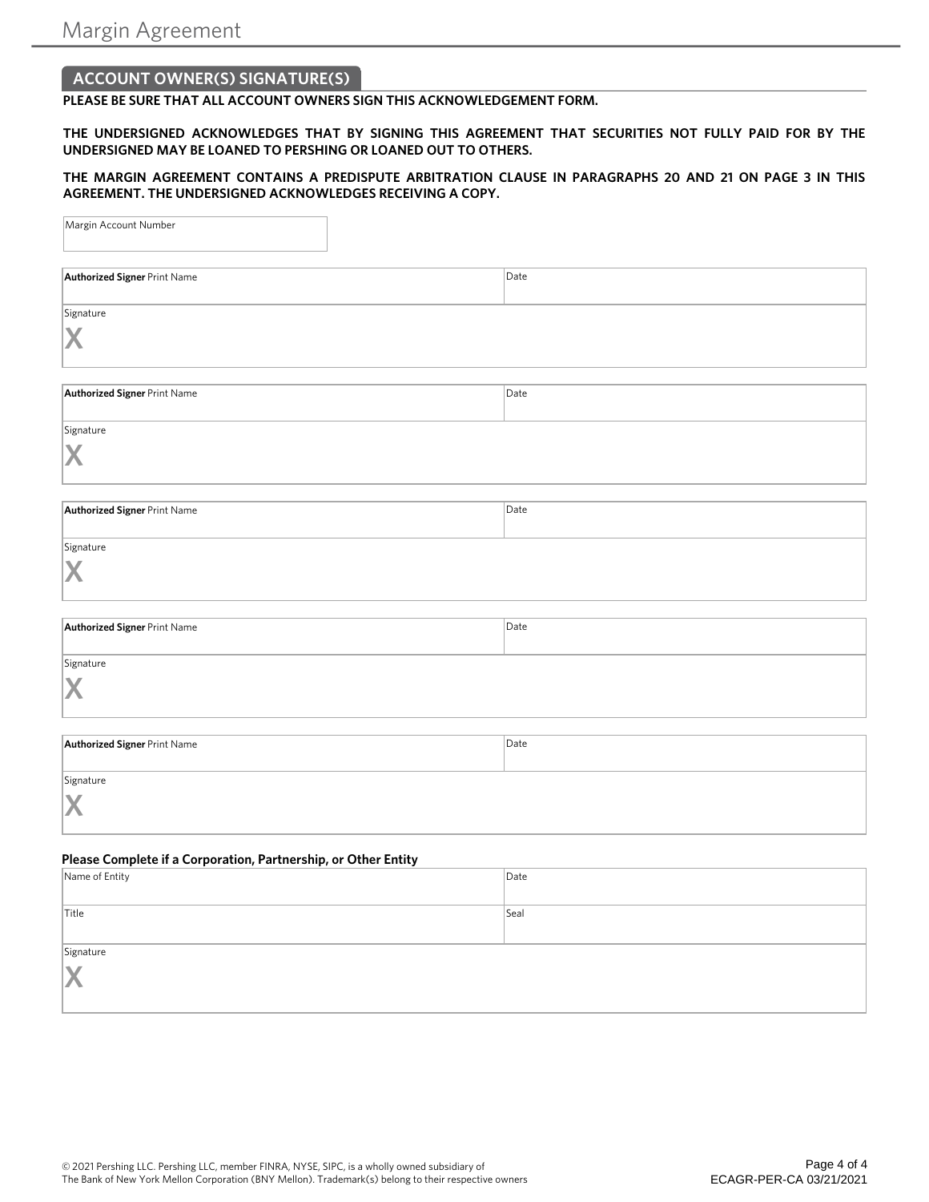## ACCOUNT OWNER(S) SIGNATURE(S)

**PLEASE BE SURE THAT ALL ACCOUNT OWNERS SIGN THIS ACKNOWLEDGEMENT FORM.**

**THE UNDERSIGNED ACKNOWLEDGES THAT BY SIGNING THIS AGREEMENT THAT SECURITIES NOT FULLY PAID FOR BY THE UNDERSIGNED MAY BE LOANED TO PERSHING OR LOANED OUT TO OTHERS.**

**THE MARGIN AGREEMENT CONTAINS A PREDISPUTE ARBITRATION CLAUSE IN PARAGRAPHS 20 AND 21 ON PAGE 3 IN THIS AGREEMENT. THE UNDERSIGNED ACKNOWLEDGES RECEIVING A COPY.**

| Margin Account Number |
|---|
| |

| **Authorized Signer** Print Name | Date |
|---|---|
| Signature X | |

| **Authorized Signer** Print Name | Date |
|---|---|
| Signature X | |

| **Authorized Signer** Print Name | Date |
|---|---|
| Signature X | |

| **Authorized Signer** Print Name | Date |
|---|---|
| Signature X | |

| **Authorized Signer** Print Name | Date |
|---|---|
| Signature X | |

**Please Complete if a Corporation, Partnership, or Other Entity**

| Name of Entity | Date |
|---|---|
| Title | Seal |
| Signature X | |

© 2021 Pershing LLC. Pershing LLC, member FINRA, NYSE, SIPC, is a wholly owned subsidiary of The Bank of New York Mellon Corporation (BNY Mellon). Trademark(s) belong to their respective owners

ECAGR-PER-CA 03/21/2021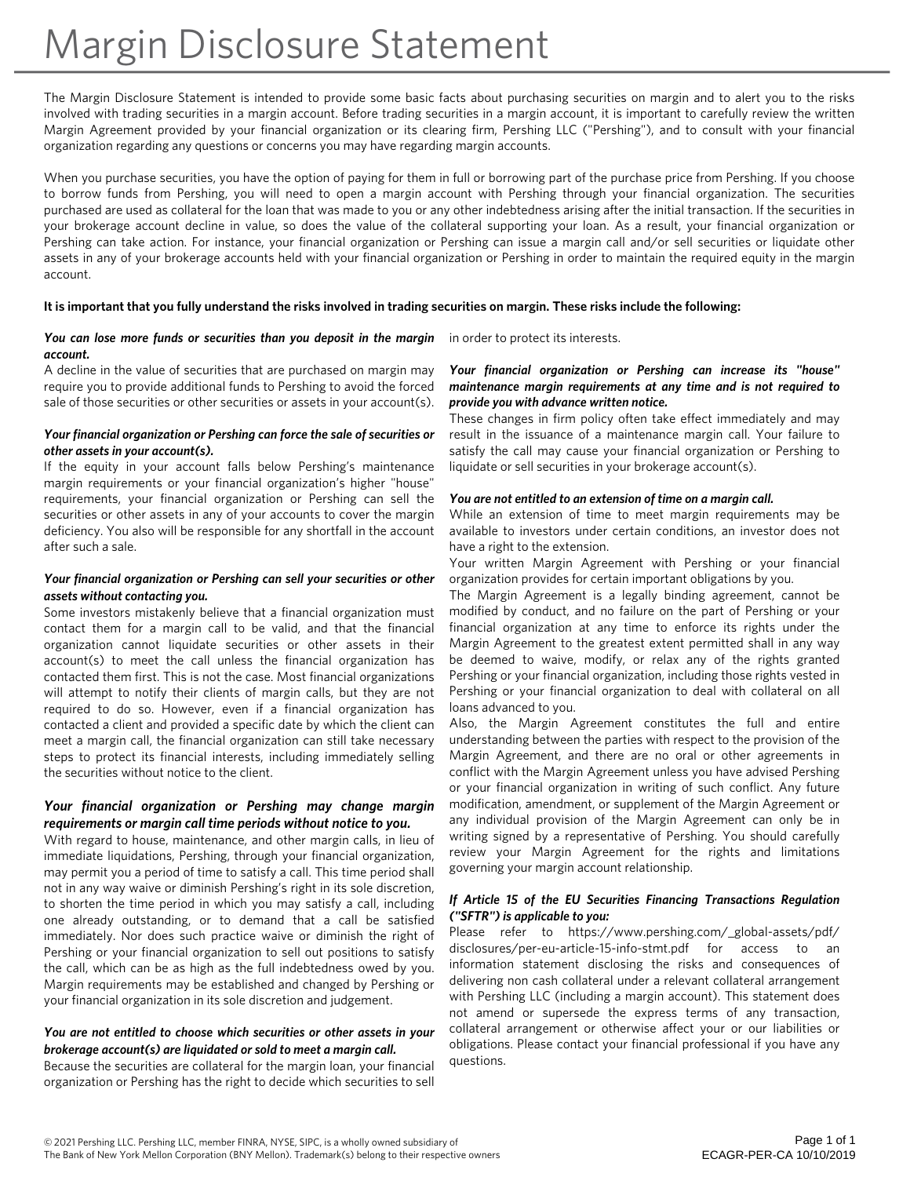# Margin Disclosure Statement

The Margin Disclosure Statement is intended to provide some basic facts about purchasing securities on margin and to alert you to the risks involved with trading securities in a margin account. Before trading securities in a margin account, it is important to carefully review the written Margin Agreement provided by your financial organization or its clearing firm, Pershing LLC ("Pershing"), and to consult with your financial organization regarding any questions or concerns you may have regarding margin accounts.

When you purchase securities, you have the option of paying for them in full or borrowing part of the purchase price from Pershing. If you choose to borrow funds from Pershing, you will need to open a margin account with Pershing through your financial organization. The securities purchased are used as collateral for the loan that was made to you or any other indebtedness arising after the initial transaction. If the securities in your brokerage account decline in value, so does the value of the collateral supporting your loan. As a result, your financial organization or Pershing can take action. For instance, your financial organization or Pershing can issue a margin call and/or sell securities or liquidate other assets in any of your brokerage accounts held with your financial organization or Pershing in order to maintain the required equity in the margin account.

**It is important that you fully understand the risks involved in trading securities on margin. These risks include the following:**

***You can lose more funds or securities than you deposit in the margin account.***

A decline in the value of securities that are purchased on margin may require you to provide additional funds to Pershing to avoid the forced sale of those securities or other securities or assets in your account(s).

***Your financial organization or Pershing can force the sale of securities or other assets in your account(s).***

If the equity in your account falls below Pershing's maintenance margin requirements or your financial organization's higher "house" requirements, your financial organization or Pershing can sell the securities or other assets in any of your accounts to cover the margin deficiency. You also will be responsible for any shortfall in the account after such a sale.

***Your financial organization or Pershing can sell your securities or other assets without contacting you.***

Some investors mistakenly believe that a financial organization must contact them for a margin call to be valid, and that the financial organization cannot liquidate securities or other assets in their account(s) to meet the call unless the financial organization has contacted them first. This is not the case. Most financial organizations will attempt to notify their clients of margin calls, but they are not required to do so. However, even if a financial organization has contacted a client and provided a specific date by which the client can meet a margin call, the financial organization can still take necessary steps to protect its financial interests, including immediately selling the securities without notice to the client.

***Your financial organization or Pershing may change margin requirements or margin call time periods without notice to you.***

With regard to house, maintenance, and other margin calls, in lieu of immediate liquidations, Pershing, through your financial organization, may permit you a period of time to satisfy a call. This time period shall not in any way waive or diminish Pershing's right in its sole discretion, to shorten the time period in which you may satisfy a call, including one already outstanding, or to demand that a call be satisfied immediately. Nor does such practice waive or diminish the right of Pershing or your financial organization to sell out positions to satisfy the call, which can be as high as the full indebtedness owed by you. Margin requirements may be established and changed by Pershing or your financial organization in its sole discretion and judgement.

***You are not entitled to choose which securities or other assets in your brokerage account(s) are liquidated or sold to meet a margin call.***

Because the securities are collateral for the margin loan, your financial organization or Pershing has the right to decide which securities to sell in order to protect its interests.

***Your financial organization or Pershing can increase its "house" maintenance margin requirements at any time and is not required to provide you with advance written notice.***

These changes in firm policy often take effect immediately and may result in the issuance of a maintenance margin call. Your failure to satisfy the call may cause your financial organization or Pershing to liquidate or sell securities in your brokerage account(s).

***You are not entitled to an extension of time on a margin call.***

While an extension of time to meet margin requirements may be available to investors under certain conditions, an investor does not have a right to the extension.

Your written Margin Agreement with Pershing or your financial organization provides for certain important obligations by you.

The Margin Agreement is a legally binding agreement, cannot be modified by conduct, and no failure on the part of Pershing or your financial organization at any time to enforce its rights under the Margin Agreement to the greatest extent permitted shall in any way be deemed to waive, modify, or relax any of the rights granted Pershing or your financial organization, including those rights vested in Pershing or your financial organization to deal with collateral on all loans advanced to you.

Also, the Margin Agreement constitutes the full and entire understanding between the parties with respect to the provision of the Margin Agreement, and there are no oral or other agreements in conflict with the Margin Agreement unless you have advised Pershing or your financial organization in writing of such conflict. Any future modification, amendment, or supplement of the Margin Agreement or any individual provision of the Margin Agreement can only be in writing signed by a representative of Pershing. You should carefully review your Margin Agreement for the rights and limitations governing your margin account relationship.

***If Article 15 of the EU Securities Financing Transactions Regulation ("SFTR") is applicable to you:***

Please refer to https://www.pershing.com/_global-assets/pdf/disclosures/per-eu-article-15-info-stmt.pdf for access to an information statement disclosing the risks and consequences of delivering non cash collateral under a relevant collateral arrangement with Pershing LLC (including a margin account). This statement does not amend or supersede the express terms of any transaction, collateral arrangement or otherwise affect your or our liabilities or obligations. Please contact your financial professional if you have any questions.

© 2021 Pershing LLC. Pershing LLC, member FINRA, NYSE, SIPC, is a wholly owned subsidiary of The Bank of New York Mellon Corporation (BNY Mellon). Trademark(s) belong to their respective owners

ECAGR-PER-CA 10/10/2019